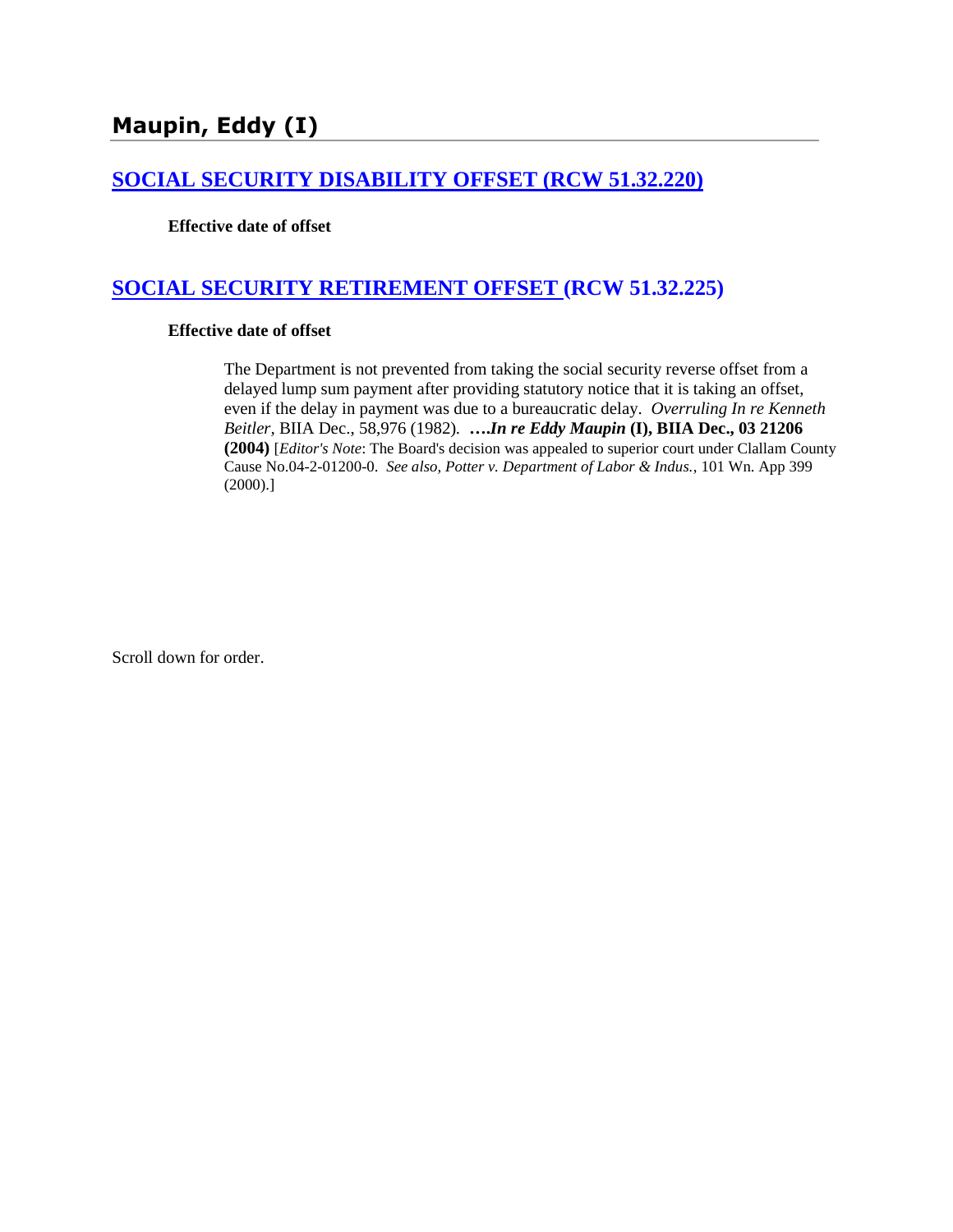# Maupin, Eddy (I)

## [SOCIAL SECURITY DISABILITY OFFSET (RCW 51.32.220)]()

**Effective date of offset**

## [SOCIAL SECURITY RETIREMENT OFFSET (RCW 51.32.225)]()

**Effective date of offset**

> The Department is not prevented from taking the social security reverse offset from a delayed lump sum payment after providing statutory notice that it is taking an offset, even if the delay in payment was due to a bureaucratic delay. *Overruling In re Kenneth Beitler,* BIIA Dec., 58,976 (1982). **….*In re Eddy Maupin* (I), BIIA Dec., 03 21206 (2004)** [*Editor's Note*: The Board's decision was appealed to superior court under Clallam County Cause No.04-2-01200-0. *See also, Potter v. Department of Labor & Indus.*, 101 Wn. App 399 (2000).]

Scroll down for order.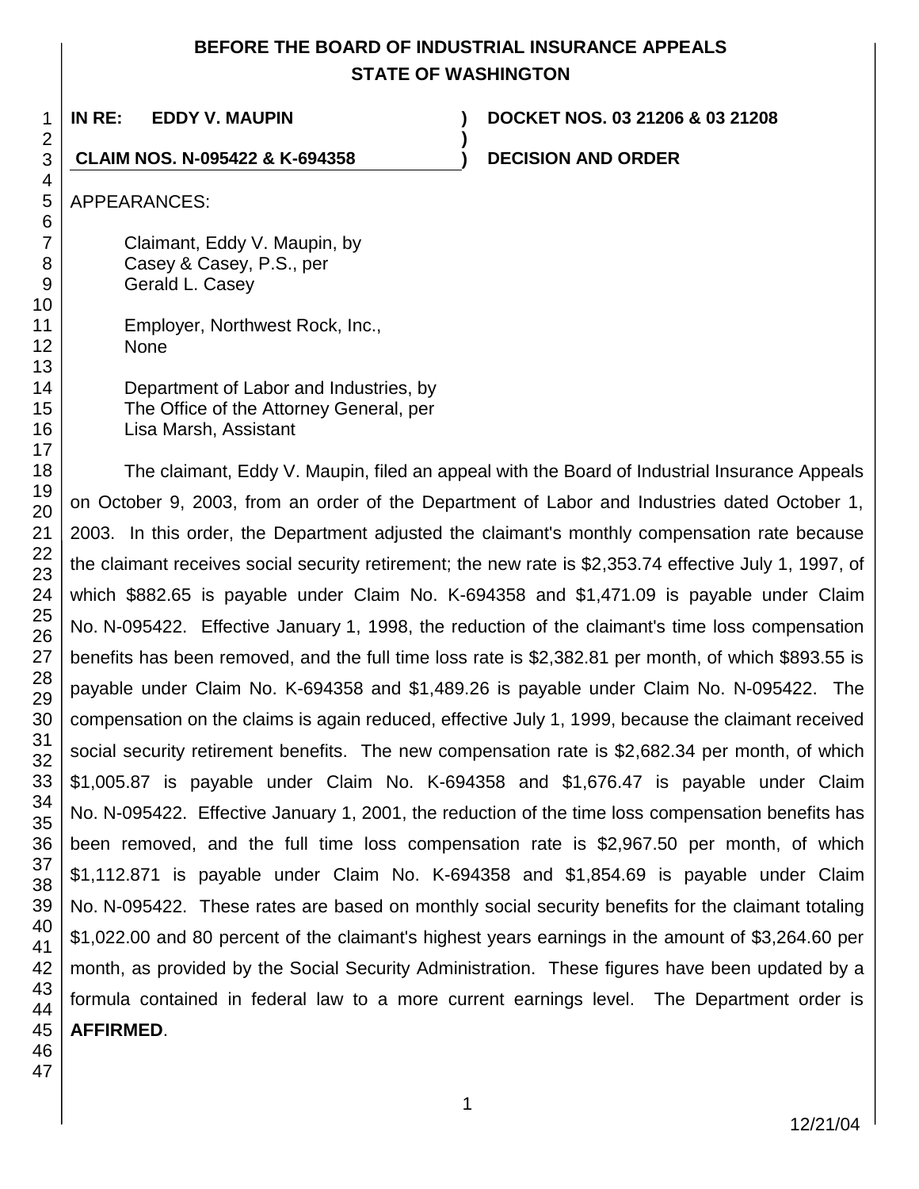# BEFORE THE BOARD OF INDUSTRIAL INSURANCE APPEALS
# STATE OF WASHINGTON

**IN RE: EDDY V. MAUPIN** ) **DOCKET NOS. 03 21206 & 03 21208**
)
**CLAIM NOS. N-095422 & K-694358** ) **DECISION AND ORDER**

APPEARANCES:

Claimant, Eddy V. Maupin, by
Casey & Casey, P.S., per
Gerald L. Casey

Employer, Northwest Rock, Inc.,
None

Department of Labor and Industries, by
The Office of the Attorney General, per
Lisa Marsh, Assistant

The claimant, Eddy V. Maupin, filed an appeal with the Board of Industrial Insurance Appeals on October 9, 2003, from an order of the Department of Labor and Industries dated October 1, 2003. In this order, the Department adjusted the claimant's monthly compensation rate because the claimant receives social security retirement; the new rate is $2,353.74 effective July 1, 1997, of which $882.65 is payable under Claim No. K-694358 and $1,471.09 is payable under Claim No. N-095422. Effective January 1, 1998, the reduction of the claimant's time loss compensation benefits has been removed, and the full time loss rate is $2,382.81 per month, of which $893.55 is payable under Claim No. K-694358 and $1,489.26 is payable under Claim No. N-095422. The compensation on the claims is again reduced, effective July 1, 1999, because the claimant received social security retirement benefits. The new compensation rate is $2,682.34 per month, of which $1,005.87 is payable under Claim No. K-694358 and $1,676.47 is payable under Claim No. N-095422. Effective January 1, 2001, the reduction of the time loss compensation benefits has been removed, and the full time loss compensation rate is $2,967.50 per month, of which $1,112.871 is payable under Claim No. K-694358 and $1,854.69 is payable under Claim No. N-095422. These rates are based on monthly social security benefits for the claimant totaling $1,022.00 and 80 percent of the claimant's highest years earnings in the amount of $3,264.60 per month, as provided by the Social Security Administration. These figures have been updated by a formula contained in federal law to a more current earnings level. The Department order is **AFFIRMED**.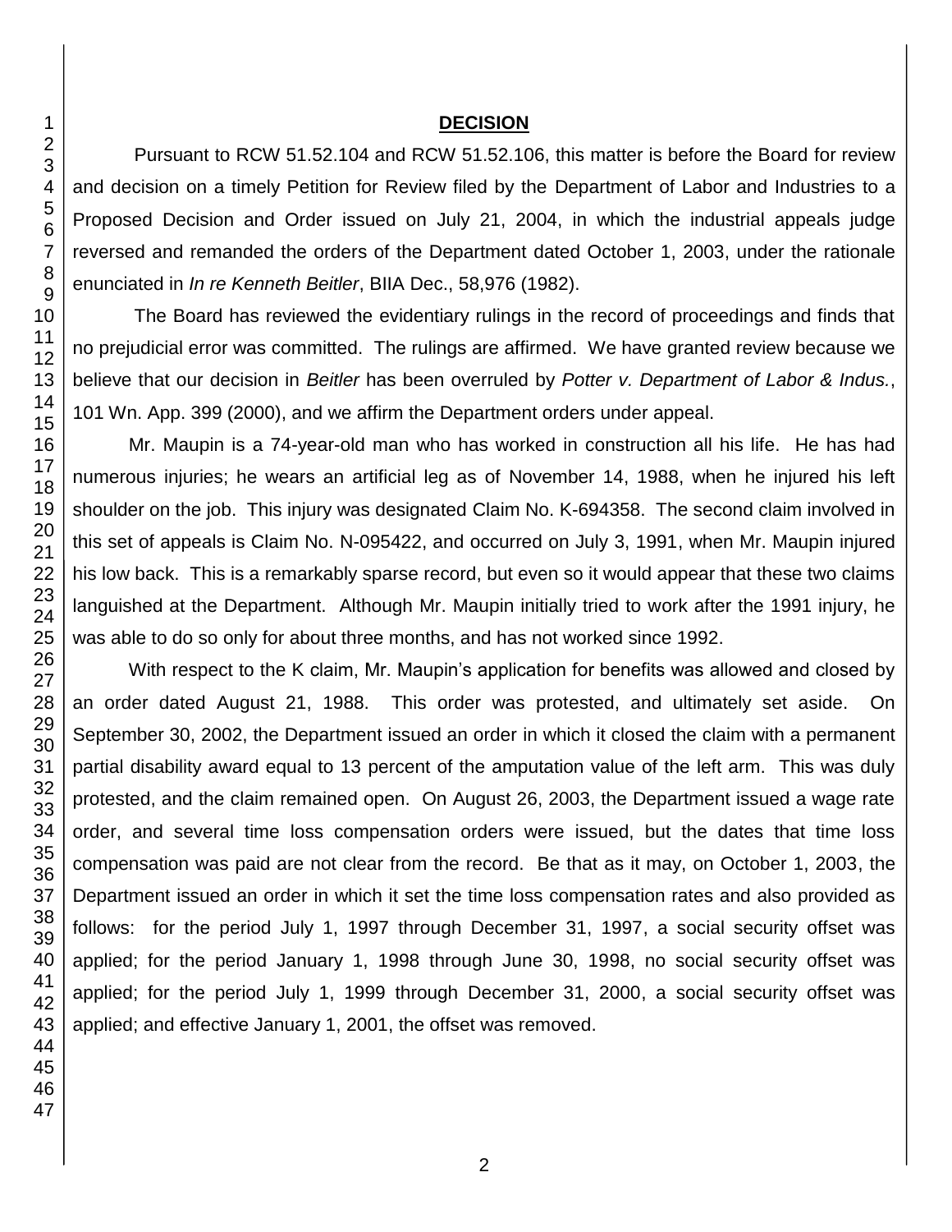## **DECISION**

Pursuant to RCW 51.52.104 and RCW 51.52.106, this matter is before the Board for review and decision on a timely Petition for Review filed by the Department of Labor and Industries to a Proposed Decision and Order issued on July 21, 2004, in which the industrial appeals judge reversed and remanded the orders of the Department dated October 1, 2003, under the rationale enunciated in *In re Kenneth Beitler*, BIIA Dec., 58,976 (1982).

The Board has reviewed the evidentiary rulings in the record of proceedings and finds that no prejudicial error was committed. The rulings are affirmed. We have granted review because we believe that our decision in *Beitler* has been overruled by *Potter v. Department of Labor & Indus.*, 101 Wn. App. 399 (2000), and we affirm the Department orders under appeal.

Mr. Maupin is a 74-year-old man who has worked in construction all his life. He has had numerous injuries; he wears an artificial leg as of November 14, 1988, when he injured his left shoulder on the job. This injury was designated Claim No. K-694358. The second claim involved in this set of appeals is Claim No. N-095422, and occurred on July 3, 1991, when Mr. Maupin injured his low back. This is a remarkably sparse record, but even so it would appear that these two claims languished at the Department. Although Mr. Maupin initially tried to work after the 1991 injury, he was able to do so only for about three months, and has not worked since 1992.

With respect to the K claim, Mr. Maupin's application for benefits was allowed and closed by an order dated August 21, 1988. This order was protested, and ultimately set aside. On September 30, 2002, the Department issued an order in which it closed the claim with a permanent partial disability award equal to 13 percent of the amputation value of the left arm. This was duly protested, and the claim remained open. On August 26, 2003, the Department issued a wage rate order, and several time loss compensation orders were issued, but the dates that time loss compensation was paid are not clear from the record. Be that as it may, on October 1, 2003, the Department issued an order in which it set the time loss compensation rates and also provided as follows: for the period July 1, 1997 through December 31, 1997, a social security offset was applied; for the period January 1, 1998 through June 30, 1998, no social security offset was applied; for the period July 1, 1999 through December 31, 2000, a social security offset was applied; and effective January 1, 2001, the offset was removed.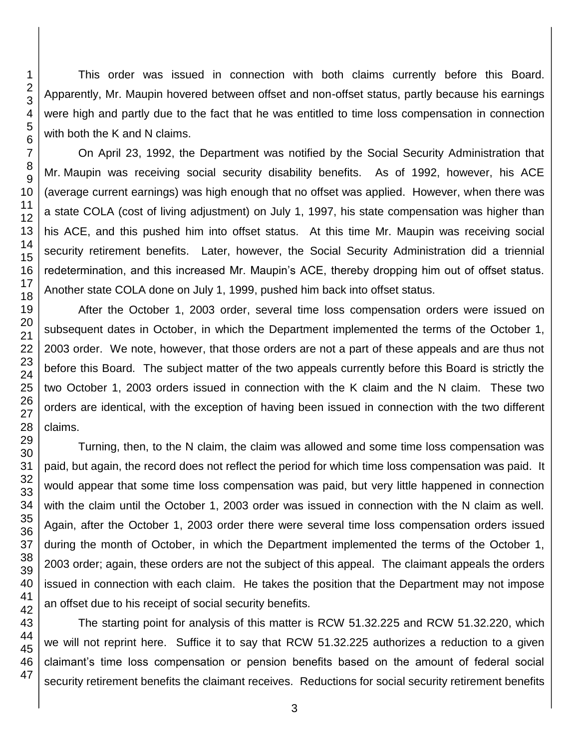This order was issued in connection with both claims currently before this Board. Apparently, Mr. Maupin hovered between offset and non-offset status, partly because his earnings were high and partly due to the fact that he was entitled to time loss compensation in connection with both the K and N claims.

On April 23, 1992, the Department was notified by the Social Security Administration that Mr. Maupin was receiving social security disability benefits. As of 1992, however, his ACE (average current earnings) was high enough that no offset was applied. However, when there was a state COLA (cost of living adjustment) on July 1, 1997, his state compensation was higher than his ACE, and this pushed him into offset status. At this time Mr. Maupin was receiving social security retirement benefits. Later, however, the Social Security Administration did a triennial redetermination, and this increased Mr. Maupin's ACE, thereby dropping him out of offset status. Another state COLA done on July 1, 1999, pushed him back into offset status.

After the October 1, 2003 order, several time loss compensation orders were issued on subsequent dates in October, in which the Department implemented the terms of the October 1, 2003 order. We note, however, that those orders are not a part of these appeals and are thus not before this Board. The subject matter of the two appeals currently before this Board is strictly the two October 1, 2003 orders issued in connection with the K claim and the N claim. These two orders are identical, with the exception of having been issued in connection with the two different claims.

Turning, then, to the N claim, the claim was allowed and some time loss compensation was paid, but again, the record does not reflect the period for which time loss compensation was paid. It would appear that some time loss compensation was paid, but very little happened in connection with the claim until the October 1, 2003 order was issued in connection with the N claim as well. Again, after the October 1, 2003 order there were several time loss compensation orders issued during the month of October, in which the Department implemented the terms of the October 1, 2003 order; again, these orders are not the subject of this appeal. The claimant appeals the orders issued in connection with each claim. He takes the position that the Department may not impose an offset due to his receipt of social security benefits.

The starting point for analysis of this matter is RCW 51.32.225 and RCW 51.32.220, which we will not reprint here. Suffice it to say that RCW 51.32.225 authorizes a reduction to a given claimant's time loss compensation or pension benefits based on the amount of federal social security retirement benefits the claimant receives. Reductions for social security retirement benefits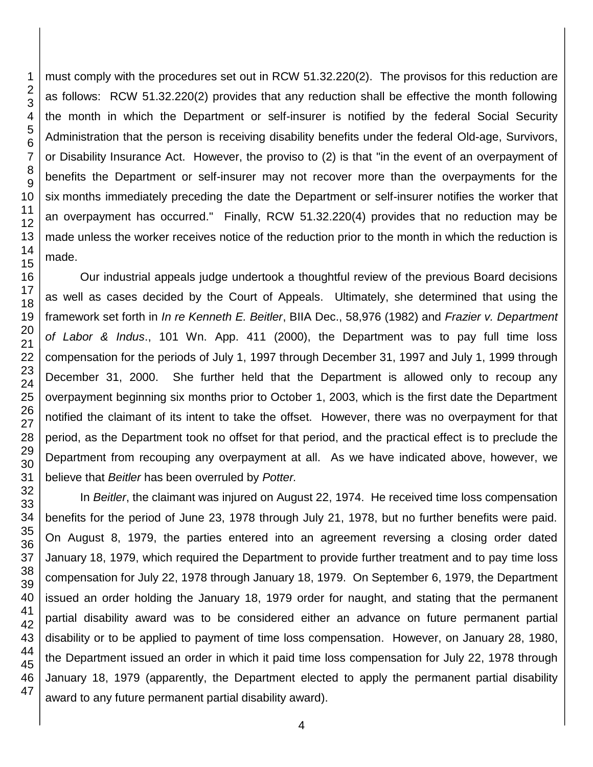must comply with the procedures set out in RCW 51.32.220(2). The provisos for this reduction are as follows: RCW 51.32.220(2) provides that any reduction shall be effective the month following the month in which the Department or self-insurer is notified by the federal Social Security Administration that the person is receiving disability benefits under the federal Old-age, Survivors, or Disability Insurance Act. However, the proviso to (2) is that "in the event of an overpayment of benefits the Department or self-insurer may not recover more than the overpayments for the six months immediately preceding the date the Department or self-insurer notifies the worker that an overpayment has occurred." Finally, RCW 51.32.220(4) provides that no reduction may be made unless the worker receives notice of the reduction prior to the month in which the reduction is made.

Our industrial appeals judge undertook a thoughtful review of the previous Board decisions as well as cases decided by the Court of Appeals. Ultimately, she determined that using the framework set forth in *In re Kenneth E. Beitler*, BIIA Dec., 58,976 (1982) and *Frazier v. Department of Labor & Indus*., 101 Wn. App. 411 (2000), the Department was to pay full time loss compensation for the periods of July 1, 1997 through December 31, 1997 and July 1, 1999 through December 31, 2000. She further held that the Department is allowed only to recoup any overpayment beginning six months prior to October 1, 2003, which is the first date the Department notified the claimant of its intent to take the offset. However, there was no overpayment for that period, as the Department took no offset for that period, and the practical effect is to preclude the Department from recouping any overpayment at all. As we have indicated above, however, we believe that *Beitler* has been overruled by *Potter.*

In *Beitler*, the claimant was injured on August 22, 1974. He received time loss compensation benefits for the period of June 23, 1978 through July 21, 1978, but no further benefits were paid. On August 8, 1979, the parties entered into an agreement reversing a closing order dated January 18, 1979, which required the Department to provide further treatment and to pay time loss compensation for July 22, 1978 through January 18, 1979. On September 6, 1979, the Department issued an order holding the January 18, 1979 order for naught, and stating that the permanent partial disability award was to be considered either an advance on future permanent partial disability or to be applied to payment of time loss compensation. However, on January 28, 1980, the Department issued an order in which it paid time loss compensation for July 22, 1978 through January 18, 1979 (apparently, the Department elected to apply the permanent partial disability award to any future permanent partial disability award).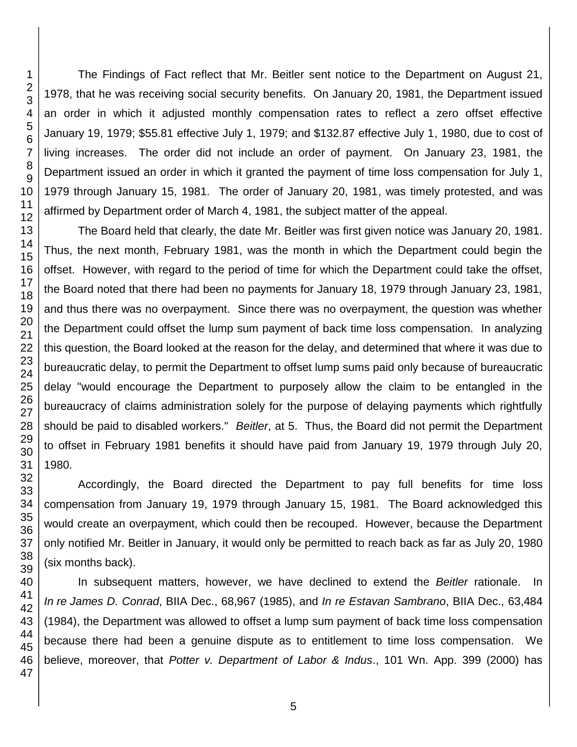The Findings of Fact reflect that Mr. Beitler sent notice to the Department on August 21, 1978, that he was receiving social security benefits. On January 20, 1981, the Department issued an order in which it adjusted monthly compensation rates to reflect a zero offset effective January 19, 1979; $55.81 effective July 1, 1979; and $132.87 effective July 1, 1980, due to cost of living increases. The order did not include an order of payment. On January 23, 1981, the Department issued an order in which it granted the payment of time loss compensation for July 1, 1979 through January 15, 1981. The order of January 20, 1981, was timely protested, and was affirmed by Department order of March 4, 1981, the subject matter of the appeal.

The Board held that clearly, the date Mr. Beitler was first given notice was January 20, 1981. Thus, the next month, February 1981, was the month in which the Department could begin the offset. However, with regard to the period of time for which the Department could take the offset, the Board noted that there had been no payments for January 18, 1979 through January 23, 1981, and thus there was no overpayment. Since there was no overpayment, the question was whether the Department could offset the lump sum payment of back time loss compensation. In analyzing this question, the Board looked at the reason for the delay, and determined that where it was due to bureaucratic delay, to permit the Department to offset lump sums paid only because of bureaucratic delay "would encourage the Department to purposely allow the claim to be entangled in the bureaucracy of claims administration solely for the purpose of delaying payments which rightfully should be paid to disabled workers." *Beitler*, at 5. Thus, the Board did not permit the Department to offset in February 1981 benefits it should have paid from January 19, 1979 through July 20, 1980.

Accordingly, the Board directed the Department to pay full benefits for time loss compensation from January 19, 1979 through January 15, 1981. The Board acknowledged this would create an overpayment, which could then be recouped. However, because the Department only notified Mr. Beitler in January, it would only be permitted to reach back as far as July 20, 1980 (six months back).

In subsequent matters, however, we have declined to extend the *Beitler* rationale. In *In re James D. Conrad*, BIIA Dec., 68,967 (1985), and *In re Estavan Sambrano*, BIIA Dec., 63,484 (1984), the Department was allowed to offset a lump sum payment of back time loss compensation because there had been a genuine dispute as to entitlement to time loss compensation. We believe, moreover, that *Potter v. Department of Labor & Indus*., 101 Wn. App. 399 (2000) has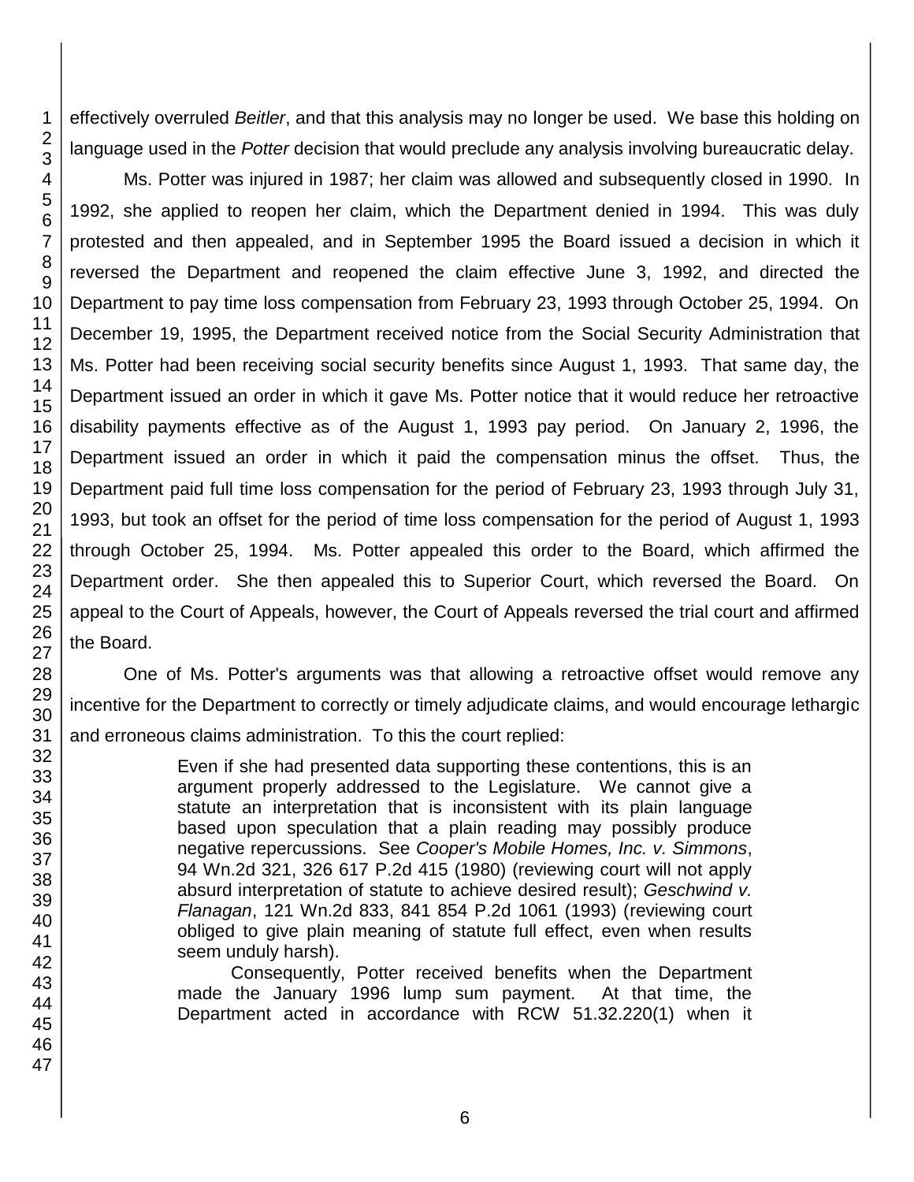effectively overruled *Beitler*, and that this analysis may no longer be used. We base this holding on language used in the *Potter* decision that would preclude any analysis involving bureaucratic delay.

Ms. Potter was injured in 1987; her claim was allowed and subsequently closed in 1990. In 1992, she applied to reopen her claim, which the Department denied in 1994. This was duly protested and then appealed, and in September 1995 the Board issued a decision in which it reversed the Department and reopened the claim effective June 3, 1992, and directed the Department to pay time loss compensation from February 23, 1993 through October 25, 1994. On December 19, 1995, the Department received notice from the Social Security Administration that Ms. Potter had been receiving social security benefits since August 1, 1993. That same day, the Department issued an order in which it gave Ms. Potter notice that it would reduce her retroactive disability payments effective as of the August 1, 1993 pay period. On January 2, 1996, the Department issued an order in which it paid the compensation minus the offset. Thus, the Department paid full time loss compensation for the period of February 23, 1993 through July 31, 1993, but took an offset for the period of time loss compensation for the period of August 1, 1993 through October 25, 1994. Ms. Potter appealed this order to the Board, which affirmed the Department order. She then appealed this to Superior Court, which reversed the Board. On appeal to the Court of Appeals, however, the Court of Appeals reversed the trial court and affirmed the Board.

One of Ms. Potter's arguments was that allowing a retroactive offset would remove any incentive for the Department to correctly or timely adjudicate claims, and would encourage lethargic and erroneous claims administration. To this the court replied:

> Even if she had presented data supporting these contentions, this is an argument properly addressed to the Legislature. We cannot give a statute an interpretation that is inconsistent with its plain language based upon speculation that a plain reading may possibly produce negative repercussions. See *Cooper's Mobile Homes, Inc. v. Simmons*, 94 Wn.2d 321, 326 617 P.2d 415 (1980) (reviewing court will not apply absurd interpretation of statute to achieve desired result); *Geschwind v. Flanagan*, 121 Wn.2d 833, 841 854 P.2d 1061 (1993) (reviewing court obliged to give plain meaning of statute full effect, even when results seem unduly harsh).
>
> Consequently, Potter received benefits when the Department made the January 1996 lump sum payment. At that time, the Department acted in accordance with RCW 51.32.220(1) when it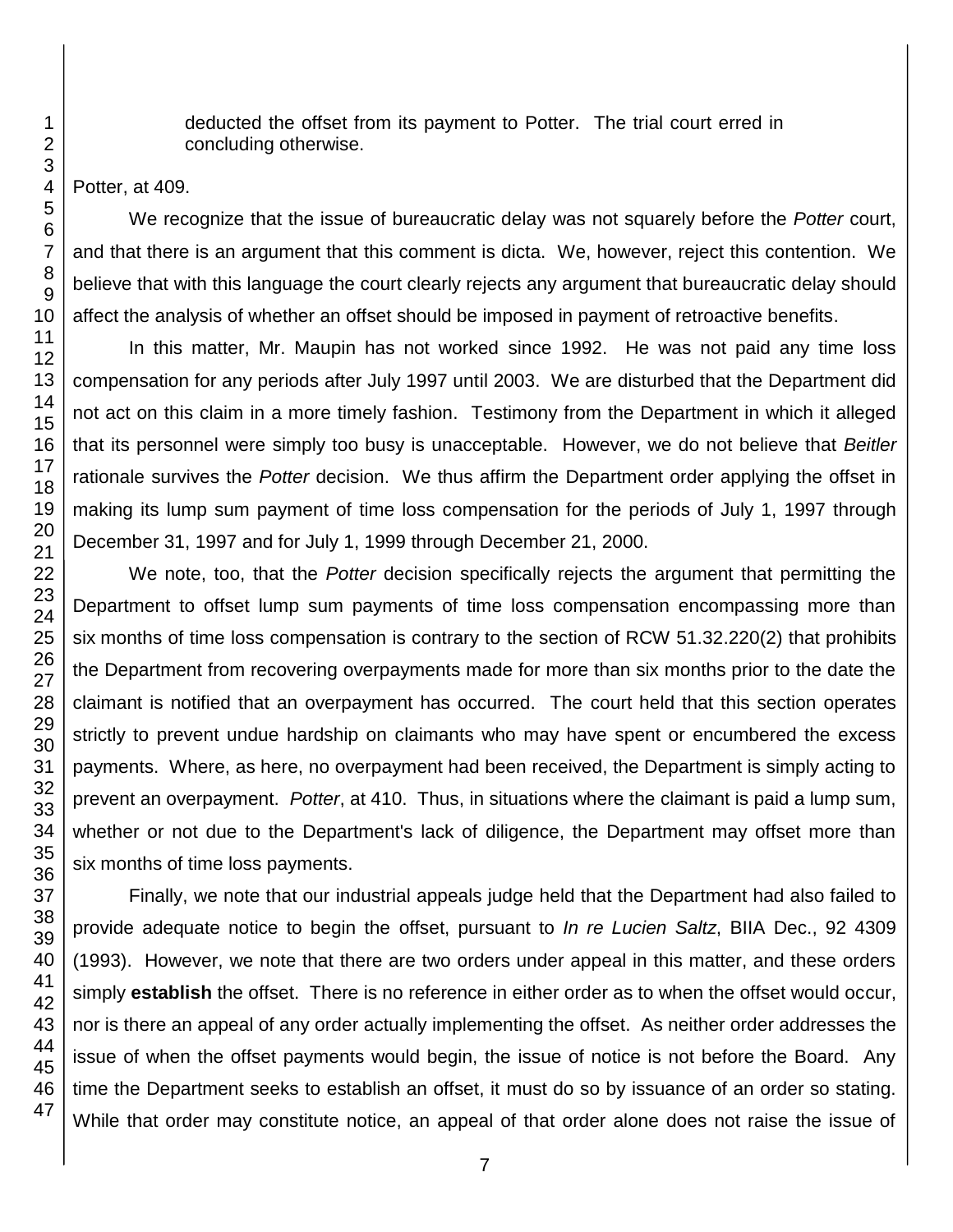> deducted the offset from its payment to Potter. The trial court erred in concluding otherwise.

Potter, at 409.

We recognize that the issue of bureaucratic delay was not squarely before the *Potter* court, and that there is an argument that this comment is dicta. We, however, reject this contention. We believe that with this language the court clearly rejects any argument that bureaucratic delay should affect the analysis of whether an offset should be imposed in payment of retroactive benefits.

In this matter, Mr. Maupin has not worked since 1992. He was not paid any time loss compensation for any periods after July 1997 until 2003. We are disturbed that the Department did not act on this claim in a more timely fashion. Testimony from the Department in which it alleged that its personnel were simply too busy is unacceptable. However, we do not believe that *Beitler* rationale survives the *Potter* decision. We thus affirm the Department order applying the offset in making its lump sum payment of time loss compensation for the periods of July 1, 1997 through December 31, 1997 and for July 1, 1999 through December 21, 2000.

We note, too, that the *Potter* decision specifically rejects the argument that permitting the Department to offset lump sum payments of time loss compensation encompassing more than six months of time loss compensation is contrary to the section of RCW 51.32.220(2) that prohibits the Department from recovering overpayments made for more than six months prior to the date the claimant is notified that an overpayment has occurred. The court held that this section operates strictly to prevent undue hardship on claimants who may have spent or encumbered the excess payments. Where, as here, no overpayment had been received, the Department is simply acting to prevent an overpayment. *Potter*, at 410. Thus, in situations where the claimant is paid a lump sum, whether or not due to the Department's lack of diligence, the Department may offset more than six months of time loss payments.

Finally, we note that our industrial appeals judge held that the Department had also failed to provide adequate notice to begin the offset, pursuant to *In re Lucien Saltz*, BIIA Dec., 92 4309 (1993). However, we note that there are two orders under appeal in this matter, and these orders simply **establish** the offset. There is no reference in either order as to when the offset would occur, nor is there an appeal of any order actually implementing the offset. As neither order addresses the issue of when the offset payments would begin, the issue of notice is not before the Board. Any time the Department seeks to establish an offset, it must do so by issuance of an order so stating. While that order may constitute notice, an appeal of that order alone does not raise the issue of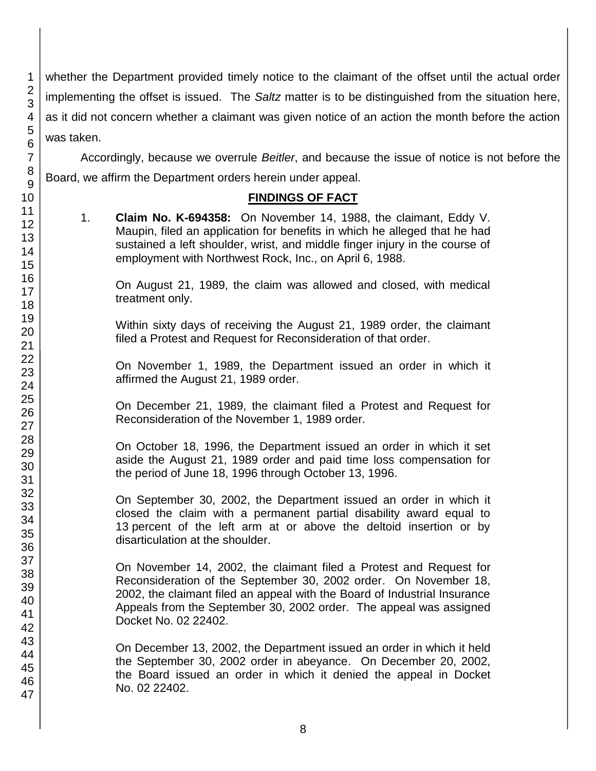whether the Department provided timely notice to the claimant of the offset until the actual order implementing the offset is issued. The *Saltz* matter is to be distinguished from the situation here, as it did not concern whether a claimant was given notice of an action the month before the action was taken.

Accordingly, because we overrule *Beitler*, and because the issue of notice is not before the Board, we affirm the Department orders herein under appeal.

## FINDINGS OF FACT

1. **Claim No. K-694358:** On November 14, 1988, the claimant, Eddy V. Maupin, filed an application for benefits in which he alleged that he had sustained a left shoulder, wrist, and middle finger injury in the course of employment with Northwest Rock, Inc., on April 6, 1988.

   On August 21, 1989, the claim was allowed and closed, with medical treatment only.

   Within sixty days of receiving the August 21, 1989 order, the claimant filed a Protest and Request for Reconsideration of that order.

   On November 1, 1989, the Department issued an order in which it affirmed the August 21, 1989 order.

   On December 21, 1989, the claimant filed a Protest and Request for Reconsideration of the November 1, 1989 order.

   On October 18, 1996, the Department issued an order in which it set aside the August 21, 1989 order and paid time loss compensation for the period of June 18, 1996 through October 13, 1996.

   On September 30, 2002, the Department issued an order in which it closed the claim with a permanent partial disability award equal to 13 percent of the left arm at or above the deltoid insertion or by disarticulation at the shoulder.

   On November 14, 2002, the claimant filed a Protest and Request for Reconsideration of the September 30, 2002 order. On November 18, 2002, the claimant filed an appeal with the Board of Industrial Insurance Appeals from the September 30, 2002 order. The appeal was assigned Docket No. 02 22402.

   On December 13, 2002, the Department issued an order in which it held the September 30, 2002 order in abeyance. On December 20, 2002, the Board issued an order in which it denied the appeal in Docket No. 02 22402.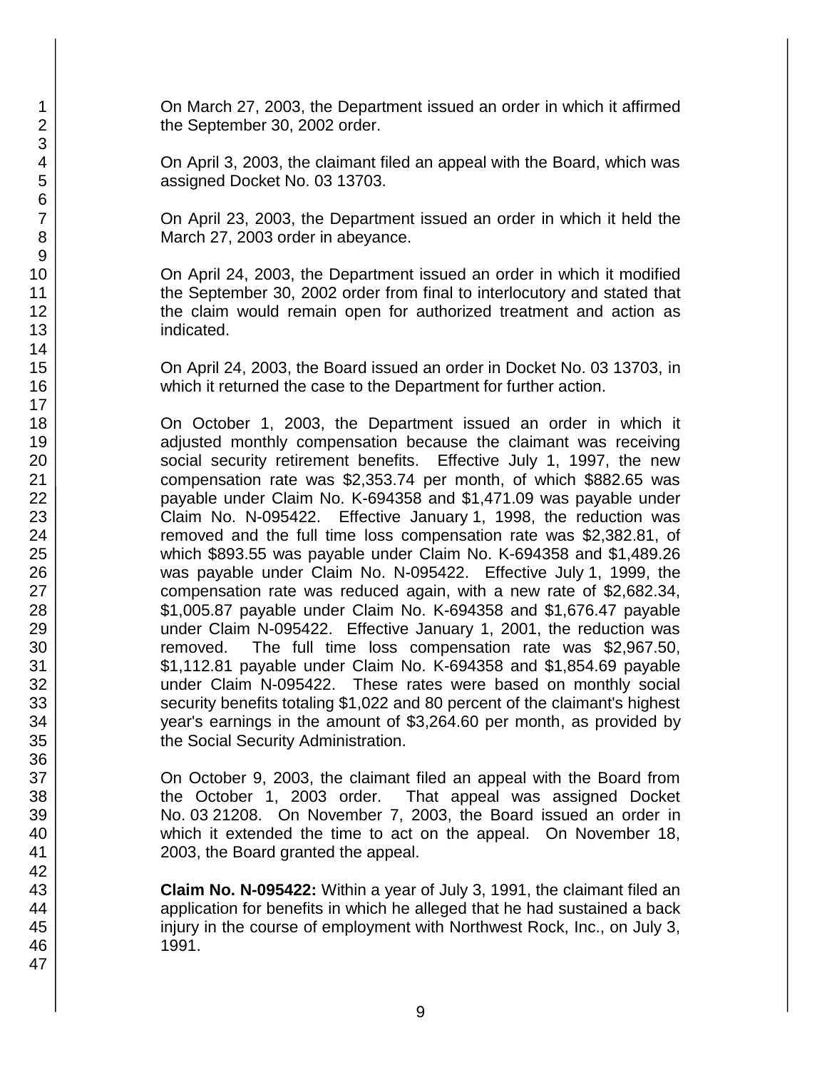On March 27, 2003, the Department issued an order in which it affirmed the September 30, 2002 order.

On April 3, 2003, the claimant filed an appeal with the Board, which was assigned Docket No. 03 13703.

On April 23, 2003, the Department issued an order in which it held the March 27, 2003 order in abeyance.

On April 24, 2003, the Department issued an order in which it modified the September 30, 2002 order from final to interlocutory and stated that the claim would remain open for authorized treatment and action as indicated.

On April 24, 2003, the Board issued an order in Docket No. 03 13703, in which it returned the case to the Department for further action.

On October 1, 2003, the Department issued an order in which it adjusted monthly compensation because the claimant was receiving social security retirement benefits. Effective July 1, 1997, the new compensation rate was $2,353.74 per month, of which $882.65 was payable under Claim No. K-694358 and $1,471.09 was payable under Claim No. N-095422. Effective January 1, 1998, the reduction was removed and the full time loss compensation rate was $2,382.81, of which $893.55 was payable under Claim No. K-694358 and $1,489.26 was payable under Claim No. N-095422. Effective July 1, 1999, the compensation rate was reduced again, with a new rate of $2,682.34, $1,005.87 payable under Claim No. K-694358 and $1,676.47 payable under Claim N-095422. Effective January 1, 2001, the reduction was removed. The full time loss compensation rate was $2,967.50, $1,112.81 payable under Claim No. K-694358 and $1,854.69 payable under Claim N-095422. These rates were based on monthly social security benefits totaling $1,022 and 80 percent of the claimant's highest year's earnings in the amount of $3,264.60 per month, as provided by the Social Security Administration.

On October 9, 2003, the claimant filed an appeal with the Board from the October 1, 2003 order. That appeal was assigned Docket No. 03 21208. On November 7, 2003, the Board issued an order in which it extended the time to act on the appeal. On November 18, 2003, the Board granted the appeal.

**Claim No. N-095422:** Within a year of July 3, 1991, the claimant filed an application for benefits in which he alleged that he had sustained a back injury in the course of employment with Northwest Rock, Inc., on July 3, 1991.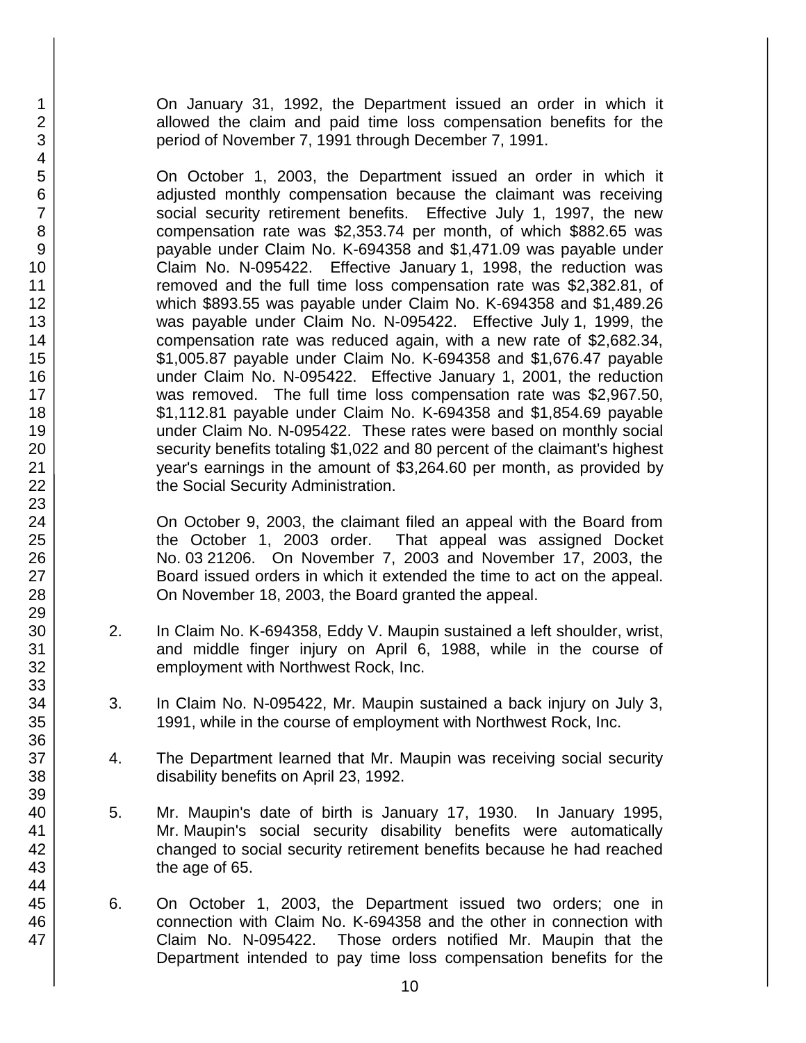On January 31, 1992, the Department issued an order in which it allowed the claim and paid time loss compensation benefits for the period of November 7, 1991 through December 7, 1991.

On October 1, 2003, the Department issued an order in which it adjusted monthly compensation because the claimant was receiving social security retirement benefits. Effective July 1, 1997, the new compensation rate was $2,353.74 per month, of which $882.65 was payable under Claim No. K-694358 and $1,471.09 was payable under Claim No. N-095422. Effective January 1, 1998, the reduction was removed and the full time loss compensation rate was $2,382.81, of which $893.55 was payable under Claim No. K-694358 and $1,489.26 was payable under Claim No. N-095422. Effective July 1, 1999, the compensation rate was reduced again, with a new rate of $2,682.34, $1,005.87 payable under Claim No. K-694358 and $1,676.47 payable under Claim No. N-095422. Effective January 1, 2001, the reduction was removed. The full time loss compensation rate was $2,967.50, $1,112.81 payable under Claim No. K-694358 and $1,854.69 payable under Claim No. N-095422. These rates were based on monthly social security benefits totaling $1,022 and 80 percent of the claimant's highest year's earnings in the amount of $3,264.60 per month, as provided by the Social Security Administration.

On October 9, 2003, the claimant filed an appeal with the Board from the October 1, 2003 order. That appeal was assigned Docket No. 03 21206. On November 7, 2003 and November 17, 2003, the Board issued orders in which it extended the time to act on the appeal. On November 18, 2003, the Board granted the appeal.

2. In Claim No. K-694358, Eddy V. Maupin sustained a left shoulder, wrist, and middle finger injury on April 6, 1988, while in the course of employment with Northwest Rock, Inc.

3. In Claim No. N-095422, Mr. Maupin sustained a back injury on July 3, 1991, while in the course of employment with Northwest Rock, Inc.

4. The Department learned that Mr. Maupin was receiving social security disability benefits on April 23, 1992.

5. Mr. Maupin's date of birth is January 17, 1930. In January 1995, Mr. Maupin's social security disability benefits were automatically changed to social security retirement benefits because he had reached the age of 65.

6. On October 1, 2003, the Department issued two orders; one in connection with Claim No. K-694358 and the other in connection with Claim No. N-095422. Those orders notified Mr. Maupin that the Department intended to pay time loss compensation benefits for the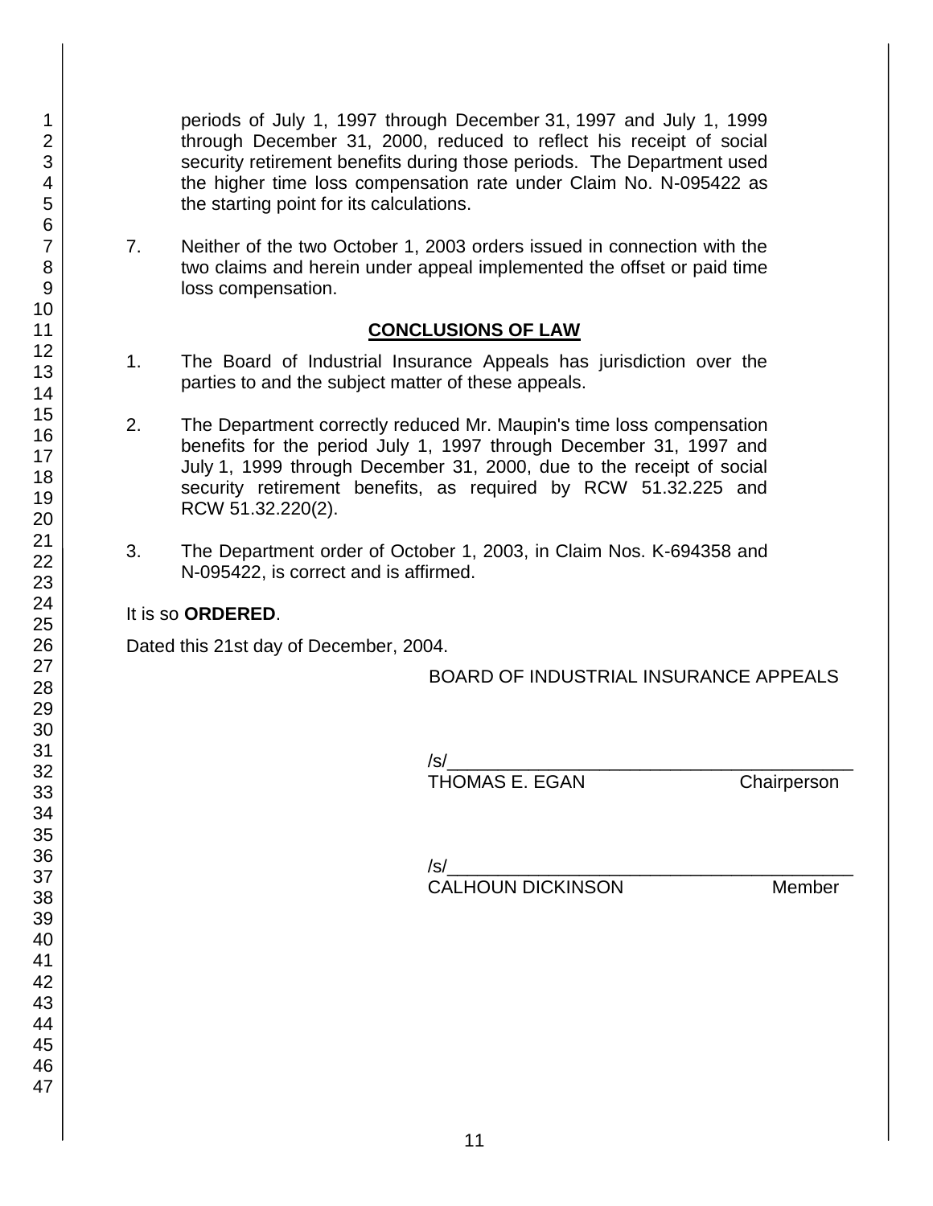periods of July 1, 1997 through December 31, 1997 and July 1, 1999 through December 31, 2000, reduced to reflect his receipt of social security retirement benefits during those periods. The Department used the higher time loss compensation rate under Claim No. N-095422 as the starting point for its calculations.

7. Neither of the two October 1, 2003 orders issued in connection with the two claims and herein under appeal implemented the offset or paid time loss compensation.

## CONCLUSIONS OF LAW

1. The Board of Industrial Insurance Appeals has jurisdiction over the parties to and the subject matter of these appeals.

2. The Department correctly reduced Mr. Maupin's time loss compensation benefits for the period July 1, 1997 through December 31, 1997 and July 1, 1999 through December 31, 2000, due to the receipt of social security retirement benefits, as required by RCW 51.32.225 and RCW 51.32.220(2).

3. The Department order of October 1, 2003, in Claim Nos. K-694358 and N-095422, is correct and is affirmed.

It is so **ORDERED**.

Dated this 21st day of December, 2004.

BOARD OF INDUSTRIAL INSURANCE APPEALS

/s/\_\_\_\_\_\_\_\_\_\_\_\_\_\_\_\_\_\_\_\_\_\_\_\_\_\_\_\_\_\_\_\_\_\_\_\_\_\_\_\_
THOMAS E. EGAN Chairperson

/s/\_\_\_\_\_\_\_\_\_\_\_\_\_\_\_\_\_\_\_\_\_\_\_\_\_\_\_\_\_\_\_\_\_\_\_\_\_\_\_\_
CALHOUN DICKINSON Member